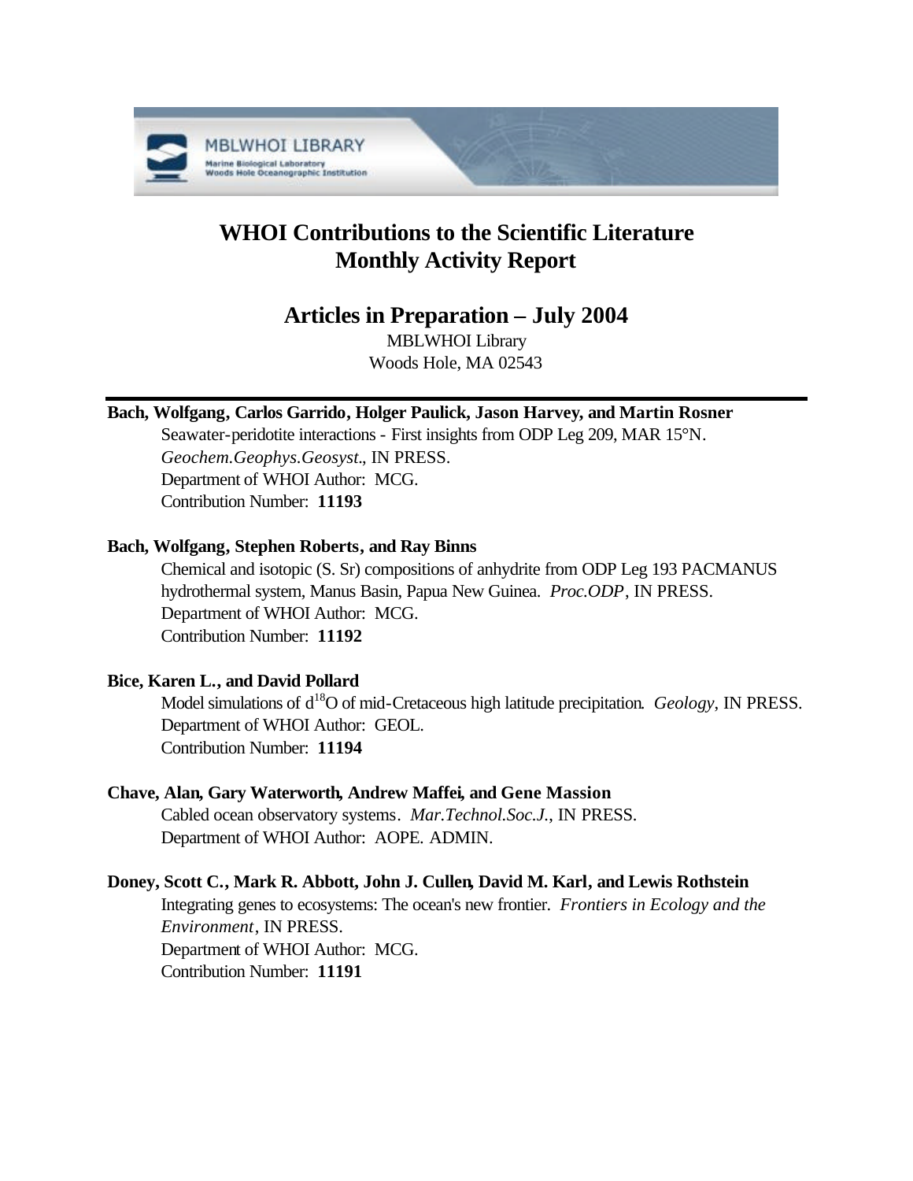# WHOI Contributions to the Scientific Literature Monthly Activity Report

## Articles in Preparation – July 2004

MBLWHOI Library
Woods Hole, MA 02543

---

**Bach, Wolfgang, Carlos Garrido, Holger Paulick, Jason Harvey, and Martin Rosner**

Seawater-peridotite interactions - First insights from ODP Leg 209, MAR 15°N. *Geochem.Geophys.Geosyst.*, IN PRESS.
Department of WHOI Author: MCG.
Contribution Number: **11193**

**Bach, Wolfgang, Stephen Roberts, and Ray Binns**

Chemical and isotopic (S. Sr) compositions of anhydrite from ODP Leg 193 PACMANUS hydrothermal system, Manus Basin, Papua New Guinea. *Proc.ODP*, IN PRESS.
Department of WHOI Author: MCG.
Contribution Number: **11192**

**Bice, Karen L., and David Pollard**

Model simulations of d$^{18}$O of mid-Cretaceous high latitude precipitation. *Geology*, IN PRESS.
Department of WHOI Author: GEOL.
Contribution Number: **11194**

**Chave, Alan, Gary Waterworth, Andrew Maffei, and Gene Massion**

Cabled ocean observatory systems. *Mar.Technol.Soc.J.*, IN PRESS.
Department of WHOI Author: AOPE. ADMIN.

**Doney, Scott C., Mark R. Abbott, John J. Cullen, David M. Karl, and Lewis Rothstein**

Integrating genes to ecosystems: The ocean's new frontier. *Frontiers in Ecology and the Environment*, IN PRESS.
Department of WHOI Author: MCG.
Contribution Number: **11191**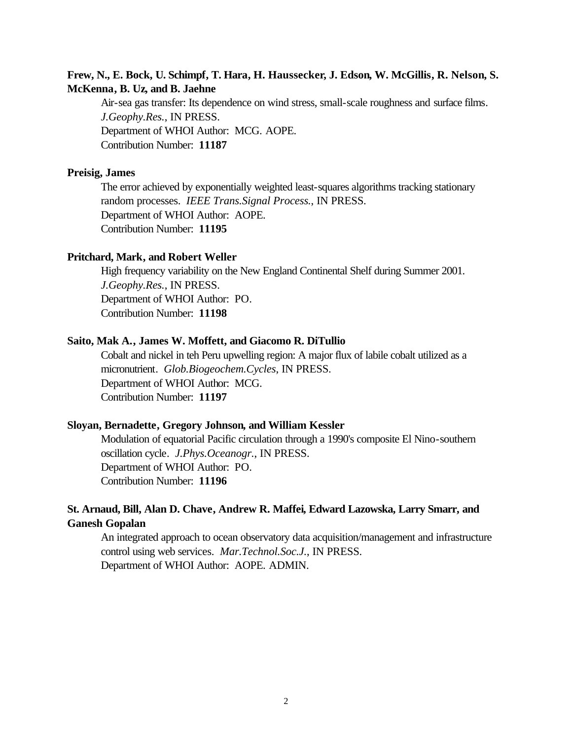**Frew, N., E. Bock, U. Schimpf, T. Hara, H. Haussecker, J. Edson, W. McGillis, R. Nelson, S. McKenna, B. Uz, and B. Jaehne**

Air-sea gas transfer: Its dependence on wind stress, small-scale roughness and surface films. *J.Geophy.Res.*, IN PRESS.
Department of WHOI Author: MCG. AOPE.
Contribution Number: **11187**

**Preisig, James**

The error achieved by exponentially weighted least-squares algorithms tracking stationary random processes. *IEEE Trans.Signal Process.*, IN PRESS.
Department of WHOI Author: AOPE.
Contribution Number: **11195**

**Pritchard, Mark, and Robert Weller**

High frequency variability on the New England Continental Shelf during Summer 2001. *J.Geophy.Res.*, IN PRESS.
Department of WHOI Author: PO.
Contribution Number: **11198**

**Saito, Mak A., James W. Moffett, and Giacomo R. DiTullio**

Cobalt and nickel in teh Peru upwelling region: A major flux of labile cobalt utilized as a micronutrient. *Glob.Biogeochem.Cycles*, IN PRESS.
Department of WHOI Author: MCG.
Contribution Number: **11197**

**Sloyan, Bernadette, Gregory Johnson, and William Kessler**

Modulation of equatorial Pacific circulation through a 1990's composite El Nino-southern oscillation cycle. *J.Phys.Oceanogr.*, IN PRESS.
Department of WHOI Author: PO.
Contribution Number: **11196**

**St. Arnaud, Bill, Alan D. Chave, Andrew R. Maffei, Edward Lazowska, Larry Smarr, and Ganesh Gopalan**

An integrated approach to ocean observatory data acquisition/management and infrastructure control using web services. *Mar.Technol.Soc.J.*, IN PRESS.
Department of WHOI Author: AOPE. ADMIN.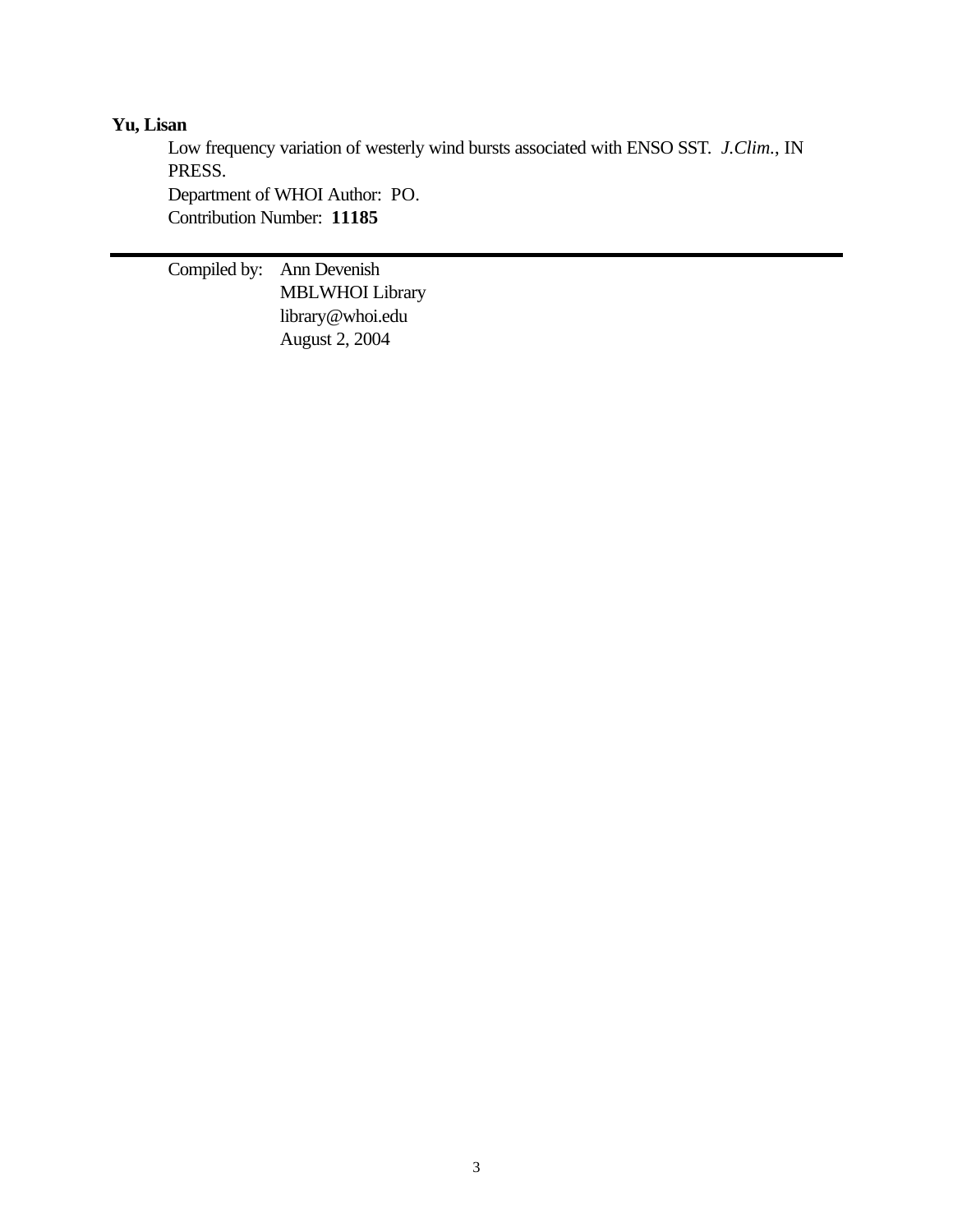**Yu, Lisan**

Low frequency variation of westerly wind bursts associated with ENSO SST. *J.Clim.*, IN PRESS.
Department of WHOI Author: PO.
Contribution Number: **11185**

---

Compiled by: Ann Devenish
MBLWHOI Library
library@whoi.edu
August 2, 2004